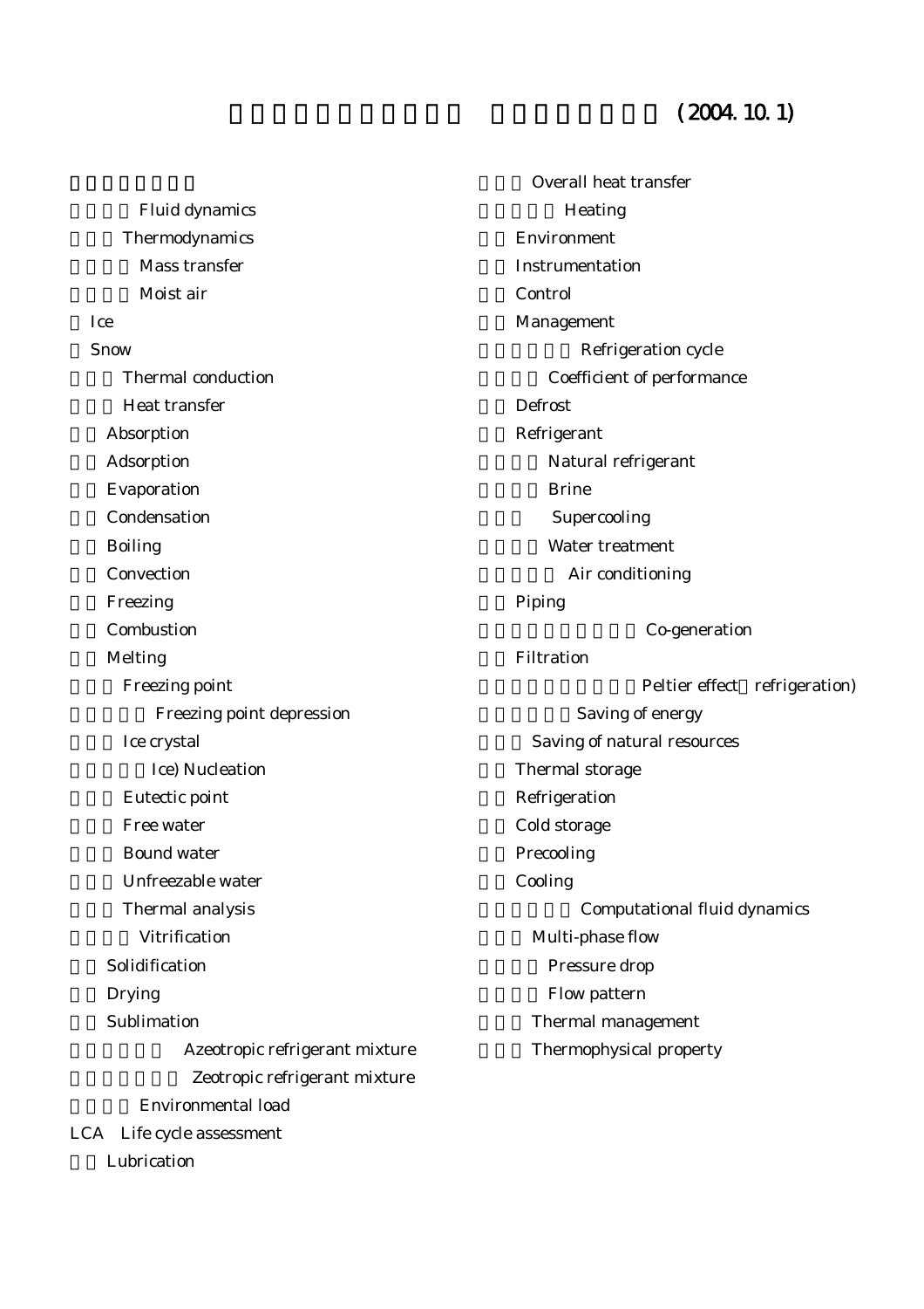(2004. 10. 1)

Fluid dynamics

Thermodynamics

Mass transfer

Moist air

Ice

Snow

Thermal conduction

Heat transfer

Absorption

Adsorption

Evaporation

Condensation

Boiling

Convection

Freezing

Combustion

Melting

Freezing point

Freezing point depression

Ice crystal

Ice) Nucleation

Eutectic point

Free water

Bound water

Unfreezable water

Thermal analysis

Vitrification

Solidification

Drying

Sublimation

Azeotropic refrigerant mixture

Zeotropic refrigerant mixture

Environmental load

LCA Life cycle assessment

Lubrication

Overall heat transfer

Heating

Environment

Instrumentation

Control

Management

Refrigeration cycle

Coefficient of performance

Defrost

Refrigerant

Natural refrigerant

Brine

Supercooling

Water treatment

Air conditioning

Piping

Co-generation

Filtration

Peltier effect refrigeration)

Saving of energy

Saving of natural resources

Thermal storage

Refrigeration

Cold storage

Precooling

Cooling

Computational fluid dynamics

Multi-phase flow

Pressure drop

Flow pattern

Thermal management

Thermophysical property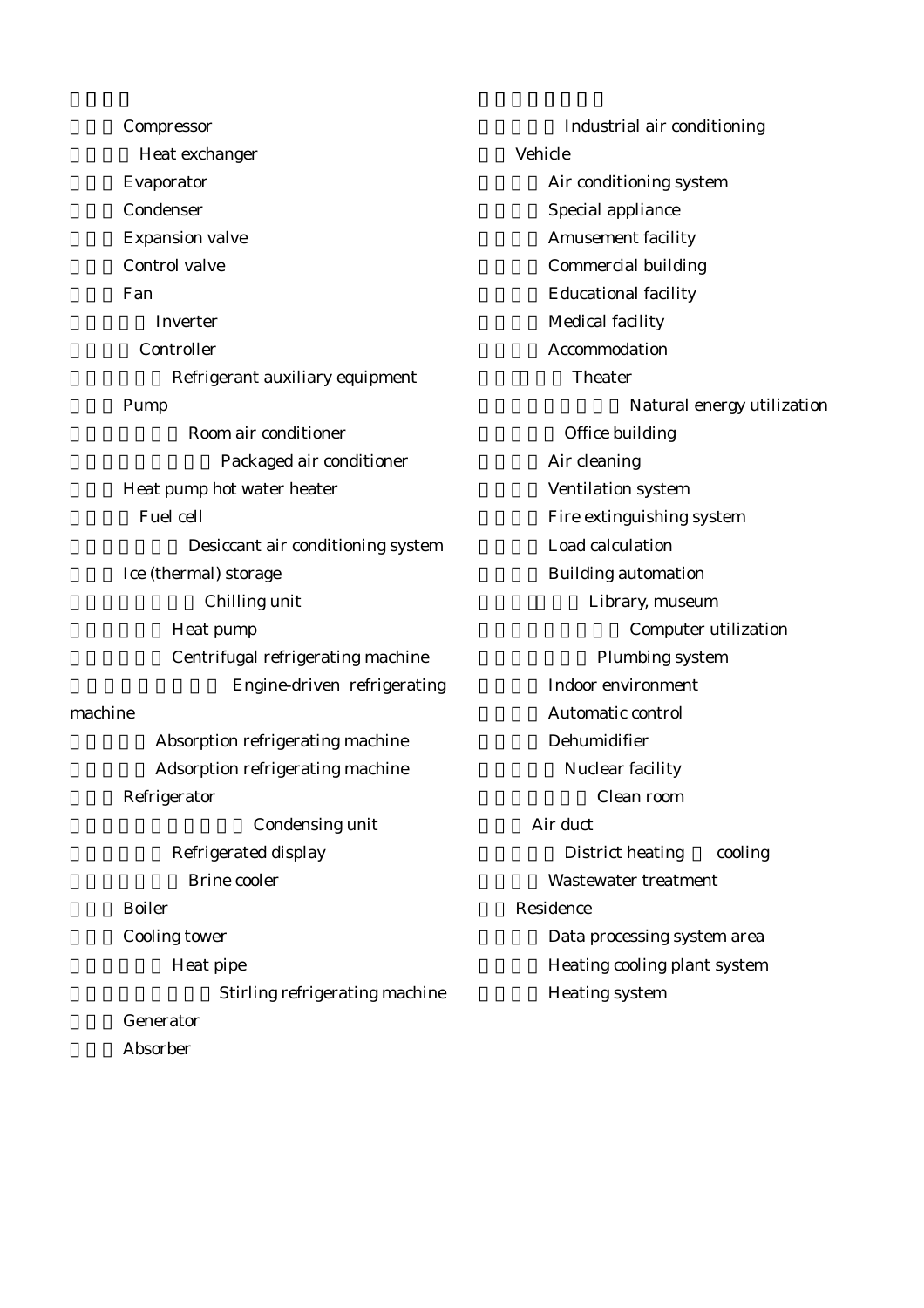- Compressor
- Heat exchanger
- Evaporator
- Condenser
- Expansion valve
- Control valve
- Fan
- Inverter
- Controller
- Refrigerant auxiliary equipment
- Pump
- Room air conditioner
- Packaged air conditioner
- Heat pump hot water heater
- Fuel cell
- Desiccant air conditioning system
- Ice (thermal) storage
- Chilling unit
- Heat pump
- Centrifugal refrigerating machine
- Engine-driven refrigerating machine
- Absorption refrigerating machine
- Adsorption refrigerating machine
- Refrigerator
- Condensing unit
- Refrigerated display
- Brine cooler
- Boiler
- Cooling tower
- Heat pipe
- Stirling refrigerating machine
- Generator
- Absorber

- Industrial air conditioning
- Vehicle
- Air conditioning system
- Special appliance
- Amusement facility
- Commercial building
- Educational facility
- Medical facility
- Accommodation
- Theater
- Natural energy utilization
- Office building
- Air cleaning
- Ventilation system
- Fire extinguishing system
- Load calculation
- Building automation
- Library, museum
- Computer utilization
- Plumbing system
- Indoor environment
- Automatic control
- Dehumidifier
- Nuclear facility
- Clean room
- Air duct
- District heating cooling
- Wastewater treatment
- Residence
- Data processing system area
- Heating cooling plant system
- Heating system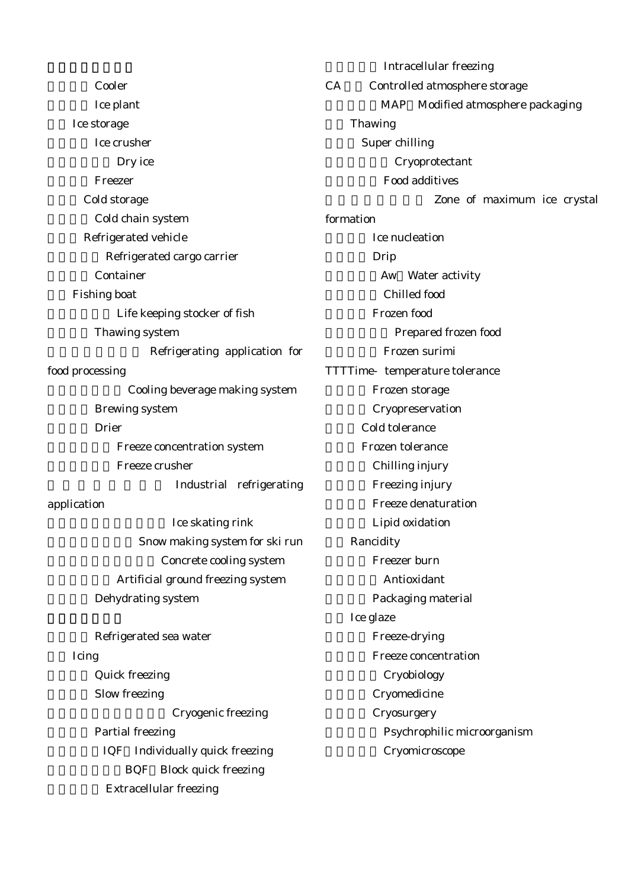Cooler

Ice plant

Ice storage

Ice crusher

Dry ice

Freezer

Cold storage

Cold chain system

Refrigerated vehicle

Refrigerated cargo carrier

Container

Fishing boat

Life keeping stocker of fish

Thawing system

Refrigerating application for food processing

Cooling beverage making system

Brewing system

Drier

Freeze concentration system

Freeze crusher

Industrial refrigerating application

Ice skating rink

Snow making system for ski run

Concrete cooling system

Artificial ground freezing system

Dehydrating system

Refrigerated sea water

Icing

Quick freezing

Slow freezing

Cryogenic freezing

Partial freezing

IQF Individually quick freezing

BQF Block quick freezing

Extracellular freezing

Intracellular freezing

CA Controlled atmosphere storage

MAP Modified atmosphere packaging

Thawing

Super chilling

Cryoprotectant

Food additives

Zone of maximum ice crystal formation

Ice nucleation

Drip

Aw Water activity

Chilled food

Frozen food

Prepared frozen food

Frozen surimi

TTTTime- temperature tolerance

Frozen storage

Cryopreservation

Cold tolerance

Frozen tolerance

Chilling injury

Freezing injury

Freeze denaturation

Lipid oxidation

Rancidity

Freezer burn

Antioxidant

Packaging material

Ice glaze

Freeze-drying

Freeze concentration

Cryobiology

Cryomedicine

Cryosurgery

Psychrophilic microorganism

Cryomicroscope